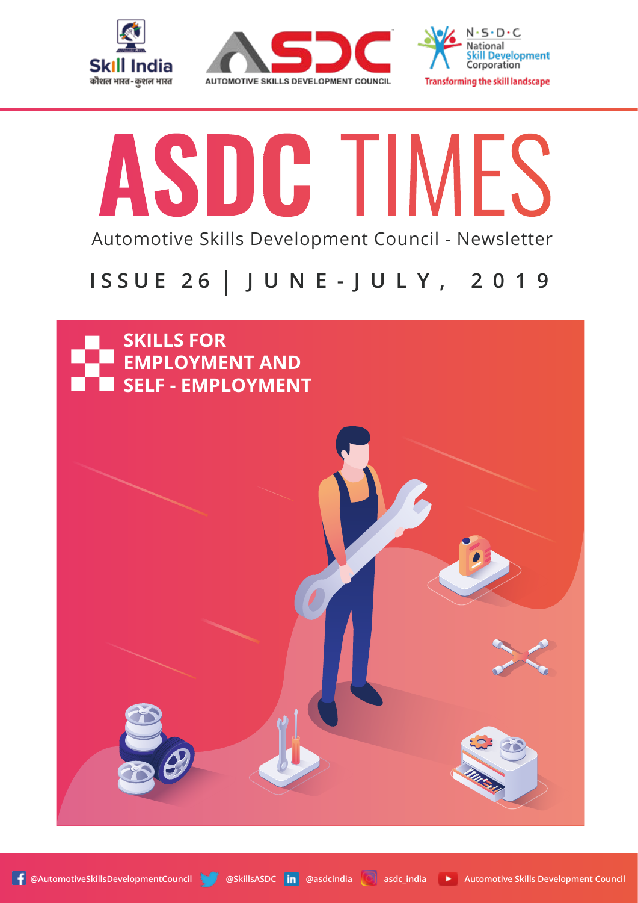Skill India
कौशल भारत - कुशल भारत

ASDC
AUTOMOTIVE SKILLS DEVELOPMENT COUNCIL

N·S·D·C
National Skill Development Corporation
Transforming the skill landscape

# ASDC TIMES

Automotive Skills Development Council - Newsletter

## ISSUE 26 | JUNE-JULY, 2019

## SKILLS FOR EMPLOYMENT AND SELF - EMPLOYMENT

@AutomotiveSkillsDevelopmentCouncil | @SkillsASDC | @asdcindia | asdc_india | Automotive Skills Development Council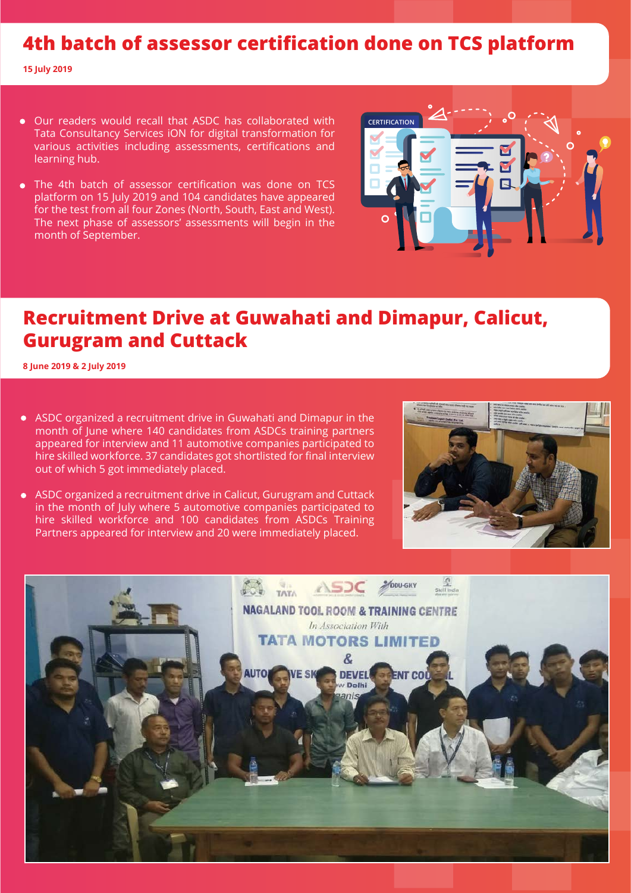# 4th batch of assessor certification done on TCS platform

**15 July 2019**

- Our readers would recall that ASDC has collaborated with Tata Consultancy Services iON for digital transformation for various activities including assessments, certifications and learning hub.
- The 4th batch of assessor certification was done on TCS platform on 15 July 2019 and 104 candidates have appeared for the test from all four Zones (North, South, East and West). The next phase of assessors' assessments will begin in the month of September.

# Recruitment Drive at Guwahati and Dimapur, Calicut, Gurugram and Cuttack

**8 June 2019 & 2 July 2019**

- ASDC organized a recruitment drive in Guwahati and Dimapur in the month of June where 140 candidates from ASDCs training partners appeared for interview and 11 automotive companies participated to hire skilled workforce. 37 candidates got shortlisted for final interview out of which 5 got immediately placed.
- ASDC organized a recruitment drive in Calicut, Gurugram and Cuttack in the month of July where 5 automotive companies participated to hire skilled workforce and 100 candidates from ASDCs Training Partners appeared for interview and 20 were immediately placed.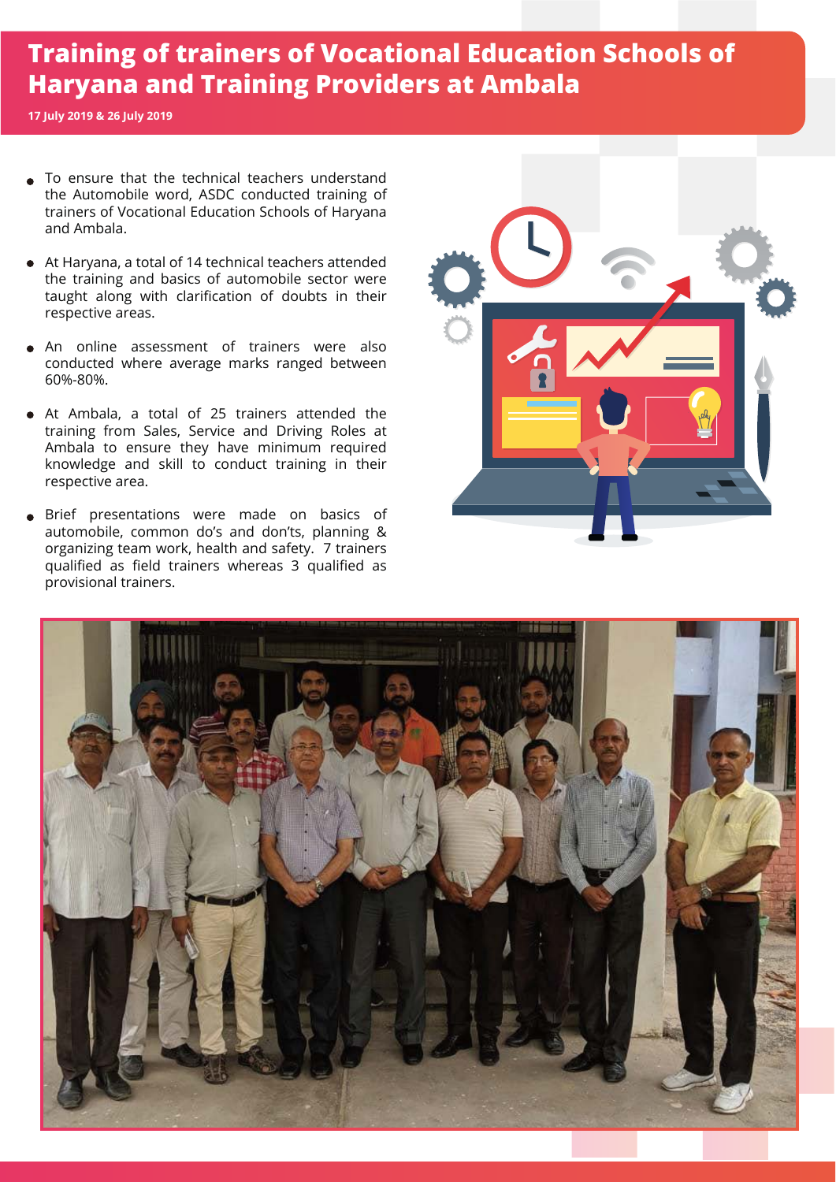# Training of trainers of Vocational Education Schools of Haryana and Training Providers at Ambala

**17 July 2019 & 26 July 2019**

- To ensure that the technical teachers understand the Automobile word, ASDC conducted training of trainers of Vocational Education Schools of Haryana and Ambala.
- At Haryana, a total of 14 technical teachers attended the training and basics of automobile sector were taught along with clarification of doubts in their respective areas.
- An online assessment of trainers were also conducted where average marks ranged between 60%-80%.
- At Ambala, a total of 25 trainers attended the training from Sales, Service and Driving Roles at Ambala to ensure they have minimum required knowledge and skill to conduct training in their respective area.
- Brief presentations were made on basics of automobile, common do's and don'ts, planning & organizing team work, health and safety. 7 trainers qualified as field trainers whereas 3 qualified as provisional trainers.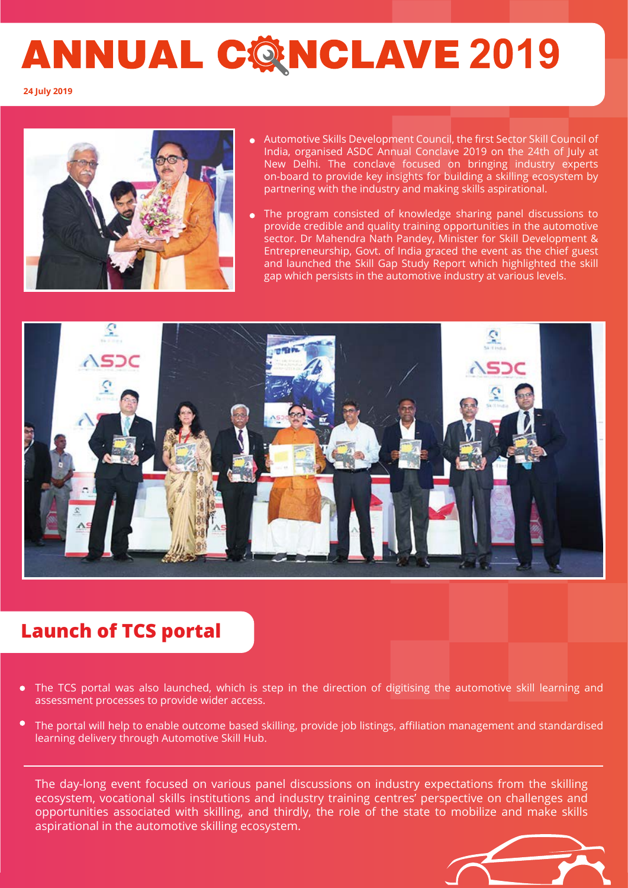# ANNUAL CONCLAVE 2019

**24 July 2019**

- Automotive Skills Development Council, the first Sector Skill Council of India, organised ASDC Annual Conclave 2019 on the 24th of July at New Delhi. The conclave focused on bringing industry experts on-board to provide key insights for building a skilling ecosystem by partnering with the industry and making skills aspirational.
- The program consisted of knowledge sharing panel discussions to provide credible and quality training opportunities in the automotive sector. Dr Mahendra Nath Pandey, Minister for Skill Development & Entrepreneurship, Govt. of India graced the event as the chief guest and launched the Skill Gap Study Report which highlighted the skill gap which persists in the automotive industry at various levels.

## Launch of TCS portal

- The TCS portal was also launched, which is step in the direction of digitising the automotive skill learning and assessment processes to provide wider access.
- The portal will help to enable outcome based skilling, provide job listings, affiliation management and standardised learning delivery through Automotive Skill Hub.

The day-long event focused on various panel discussions on industry expectations from the skilling ecosystem, vocational skills institutions and industry training centres' perspective on challenges and opportunities associated with skilling, and thirdly, the role of the state to mobilize and make skills aspirational in the automotive skilling ecosystem.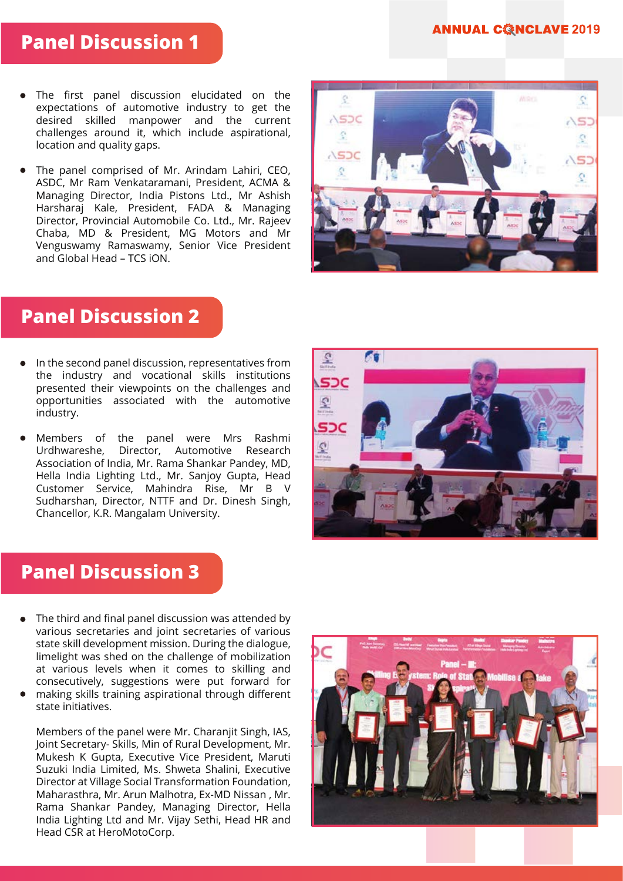## Panel Discussion 1

- The first panel discussion elucidated on the expectations of automotive industry to get the desired skilled manpower and the current challenges around it, which include aspirational, location and quality gaps.
- The panel comprised of Mr. Arindam Lahiri, CEO, ASDC, Mr Ram Venkataramani, President, ACMA & Managing Director, India Pistons Ltd., Mr Ashish Harsharaj Kale, President, FADA & Managing Director, Provincial Automobile Co. Ltd., Mr. Rajeev Chaba, MD & President, MG Motors and Mr Venguswamy Ramaswamy, Senior Vice President and Global Head – TCS iON.

## Panel Discussion 2

- In the second panel discussion, representatives from the industry and vocational skills institutions presented their viewpoints on the challenges and opportunities associated with the automotive industry.
- Members of the panel were Mrs Rashmi Urdhwareshe, Director, Automotive Research Association of India, Mr. Rama Shankar Pandey, MD, Hella India Lighting Ltd., Mr. Sanjoy Gupta, Head Customer Service, Mahindra Rise, Mr B V Sudharshan, Director, NTTF and Dr. Dinesh Singh, Chancellor, K.R. Mangalam University.

## Panel Discussion 3

- The third and final panel discussion was attended by various secretaries and joint secretaries of various state skill development mission. During the dialogue, limelight was shed on the challenge of mobilization at various levels when it comes to skilling and consecutively, suggestions were put forward for
- making skills training aspirational through different state initiatives.

Members of the panel were Mr. Charanjit Singh, IAS, Joint Secretary- Skills, Min of Rural Development, Mr. Mukesh K Gupta, Executive Vice President, Maruti Suzuki India Limited, Ms. Shweta Shalini, Executive Director at Village Social Transformation Foundation, Maharasthra, Mr. Arun Malhotra, Ex-MD Nissan , Mr. Rama Shankar Pandey, Managing Director, Hella India Lighting Ltd and Mr. Vijay Sethi, Head HR and Head CSR at HeroMotoCorp.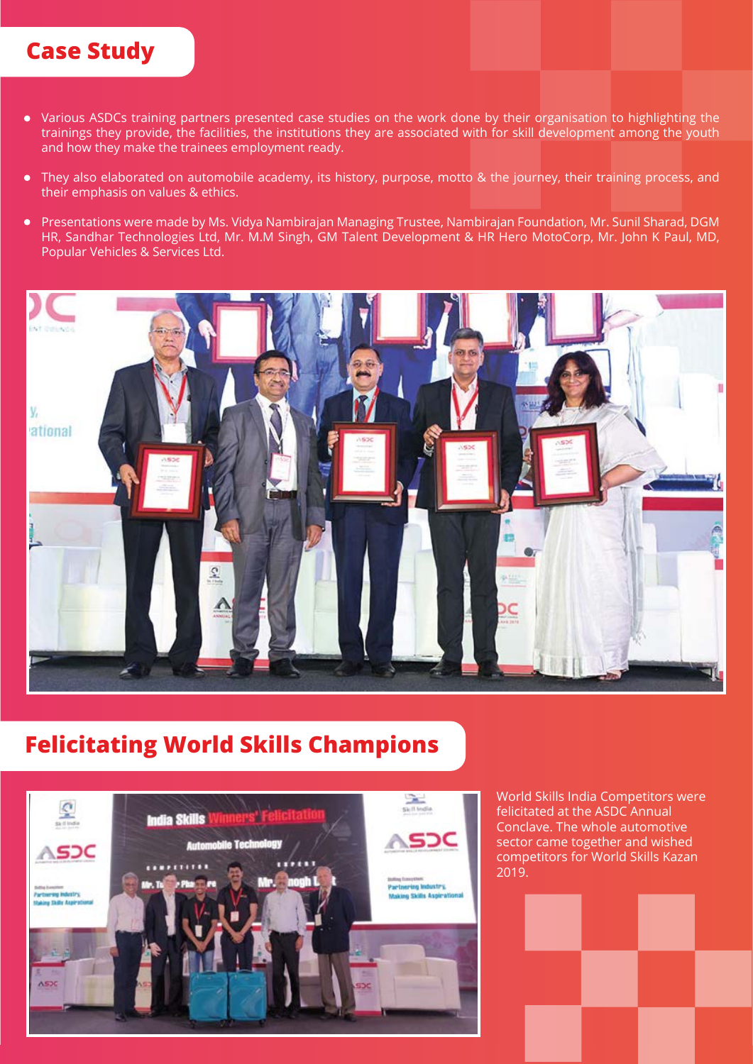## Case Study

- Various ASDCs training partners presented case studies on the work done by their organisation to highlighting the trainings they provide, the facilities, the institutions they are associated with for skill development among the youth and how they make the trainees employment ready.
- They also elaborated on automobile academy, its history, purpose, motto & the journey, their training process, and their emphasis on values & ethics.
- Presentations were made by Ms. Vidya Nambirajan Managing Trustee, Nambirajan Foundation, Mr. Sunil Sharad, DGM HR, Sandhar Technologies Ltd, Mr. M.M Singh, GM Talent Development & HR Hero MotoCorp, Mr. John K Paul, MD, Popular Vehicles & Services Ltd.

## Felicitating World Skills Champions

World Skills India Competitors were felicitated at the ASDC Annual Conclave. The whole automotive sector came together and wished competitors for World Skills Kazan 2019.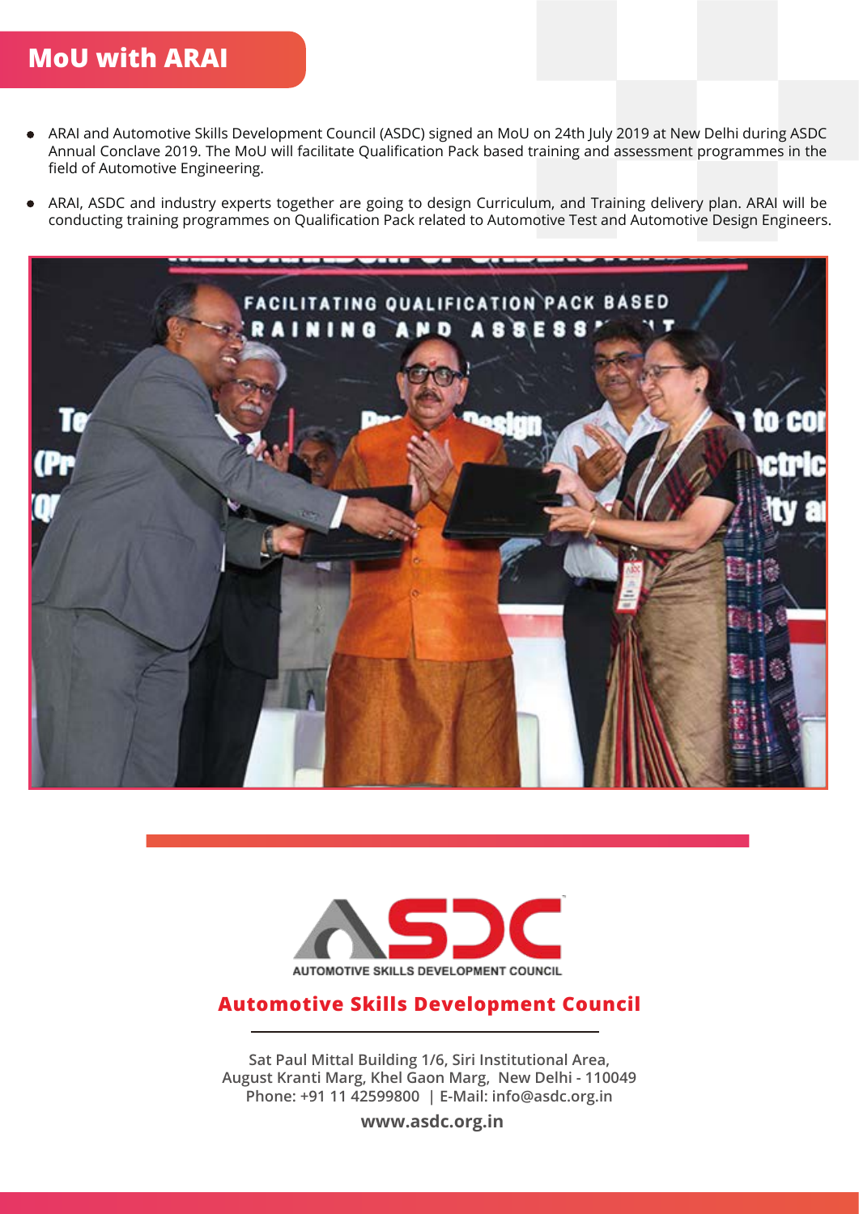## MoU with ARAI

- ARAI and Automotive Skills Development Council (ASDC) signed an MoU on 24th July 2019 at New Delhi during ASDC Annual Conclave 2019. The MoU will facilitate Qualification Pack based training and assessment programmes in the field of Automotive Engineering.
- ARAI, ASDC and industry experts together are going to design Curriculum, and Training delivery plan. ARAI will be conducting training programmes on Qualification Pack related to Automotive Test and Automotive Design Engineers.

ASDC
AUTOMOTIVE SKILLS DEVELOPMENT COUNCIL

**Automotive Skills Development Council**

**Sat Paul Mittal Building 1/6, Siri Institutional Area,**
**August Kranti Marg, Khel Gaon Marg, New Delhi - 110049**
**Phone: +91 11 42599800 | E-Mail: info@asdc.org.in**

**www.asdc.org.in**